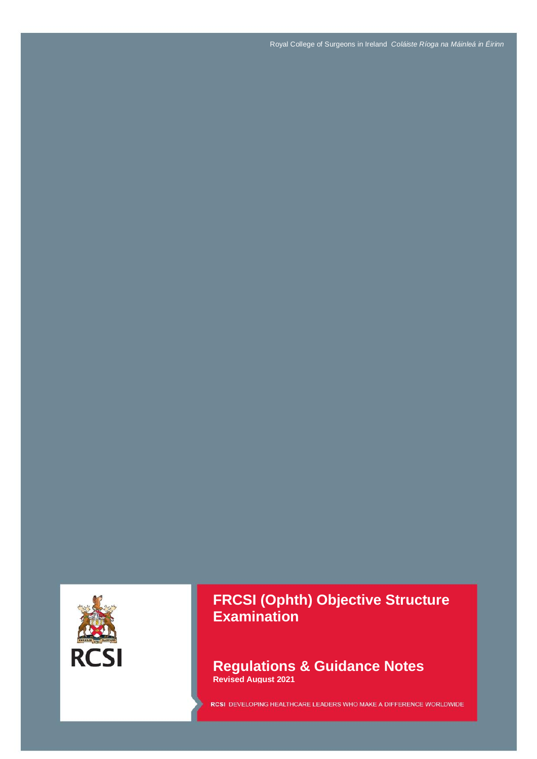Royal College of Surgeons in Ireland *Coláiste Ríoga na Máinleá in Éirinn*

RCSI

# FRCSI (Ophth) Objective Structure Examination

## Regulations & Guidance Notes

**Revised August 2021**

**RCSI** DEVELOPING HEALTHCARE LEADERS WHO MAKE A DIFFERENCE WORLDWIDE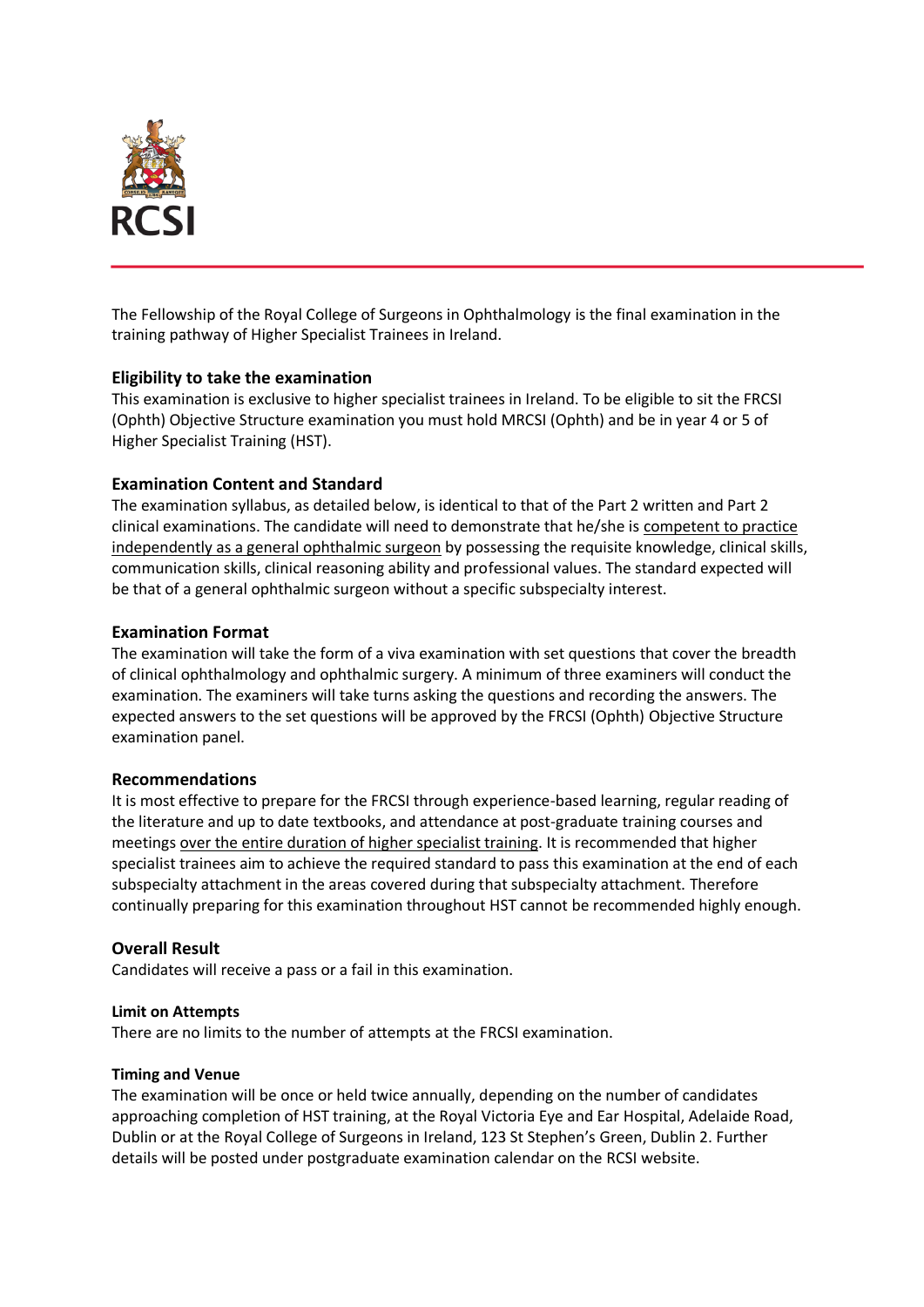The Fellowship of the Royal College of Surgeons in Ophthalmology is the final examination in the training pathway of Higher Specialist Trainees in Ireland.

## Eligibility to take the examination

This examination is exclusive to higher specialist trainees in Ireland. To be eligible to sit the FRCSI (Ophth) Objective Structure examination you must hold MRCSI (Ophth) and be in year 4 or 5 of Higher Specialist Training (HST).

## Examination Content and Standard

The examination syllabus, as detailed below, is identical to that of the Part 2 written and Part 2 clinical examinations. The candidate will need to demonstrate that he/she is competent to practice independently as a general ophthalmic surgeon by possessing the requisite knowledge, clinical skills, communication skills, clinical reasoning ability and professional values. The standard expected will be that of a general ophthalmic surgeon without a specific subspecialty interest.

## Examination Format

The examination will take the form of a viva examination with set questions that cover the breadth of clinical ophthalmology and ophthalmic surgery. A minimum of three examiners will conduct the examination. The examiners will take turns asking the questions and recording the answers. The expected answers to the set questions will be approved by the FRCSI (Ophth) Objective Structure examination panel.

## Recommendations

It is most effective to prepare for the FRCSI through experience-based learning, regular reading of the literature and up to date textbooks, and attendance at post-graduate training courses and meetings over the entire duration of higher specialist training. It is recommended that higher specialist trainees aim to achieve the required standard to pass this examination at the end of each subspecialty attachment in the areas covered during that subspecialty attachment. Therefore continually preparing for this examination throughout HST cannot be recommended highly enough.

## Overall Result

Candidates will receive a pass or a fail in this examination.

### Limit on Attempts

There are no limits to the number of attempts at the FRCSI examination.

### Timing and Venue

The examination will be once or held twice annually, depending on the number of candidates approaching completion of HST training, at the Royal Victoria Eye and Ear Hospital, Adelaide Road, Dublin or at the Royal College of Surgeons in Ireland, 123 St Stephen's Green, Dublin 2. Further details will be posted under postgraduate examination calendar on the RCSI website.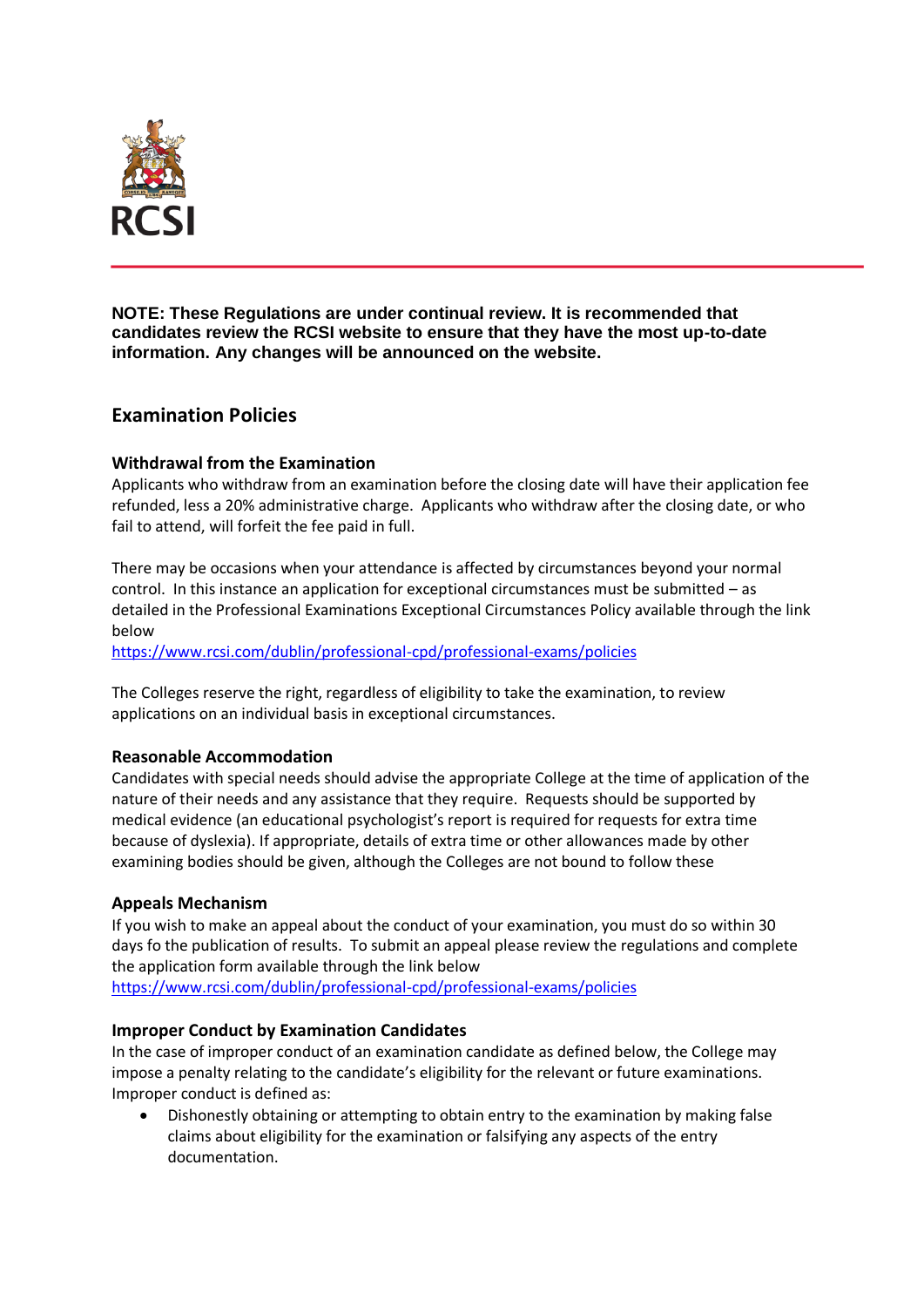**NOTE: These Regulations are under continual review. It is recommended that candidates review the RCSI website to ensure that they have the most up-to-date information. Any changes will be announced on the website.**

## Examination Policies

### Withdrawal from the Examination

Applicants who withdraw from an examination before the closing date will have their application fee refunded, less a 20% administrative charge. Applicants who withdraw after the closing date, or who fail to attend, will forfeit the fee paid in full.

There may be occasions when your attendance is affected by circumstances beyond your normal control. In this instance an application for exceptional circumstances must be submitted – as detailed in the Professional Examinations Exceptional Circumstances Policy available through the link below
https://www.rcsi.com/dublin/professional-cpd/professional-exams/policies

The Colleges reserve the right, regardless of eligibility to take the examination, to review applications on an individual basis in exceptional circumstances.

### Reasonable Accommodation

Candidates with special needs should advise the appropriate College at the time of application of the nature of their needs and any assistance that they require. Requests should be supported by medical evidence (an educational psychologist's report is required for requests for extra time because of dyslexia). If appropriate, details of extra time or other allowances made by other examining bodies should be given, although the Colleges are not bound to follow these

### Appeals Mechanism

If you wish to make an appeal about the conduct of your examination, you must do so within 30 days fo the publication of results. To submit an appeal please review the regulations and complete the application form available through the link below
https://www.rcsi.com/dublin/professional-cpd/professional-exams/policies

### Improper Conduct by Examination Candidates

In the case of improper conduct of an examination candidate as defined below, the College may impose a penalty relating to the candidate's eligibility for the relevant or future examinations. Improper conduct is defined as:

- Dishonestly obtaining or attempting to obtain entry to the examination by making false claims about eligibility for the examination or falsifying any aspects of the entry documentation.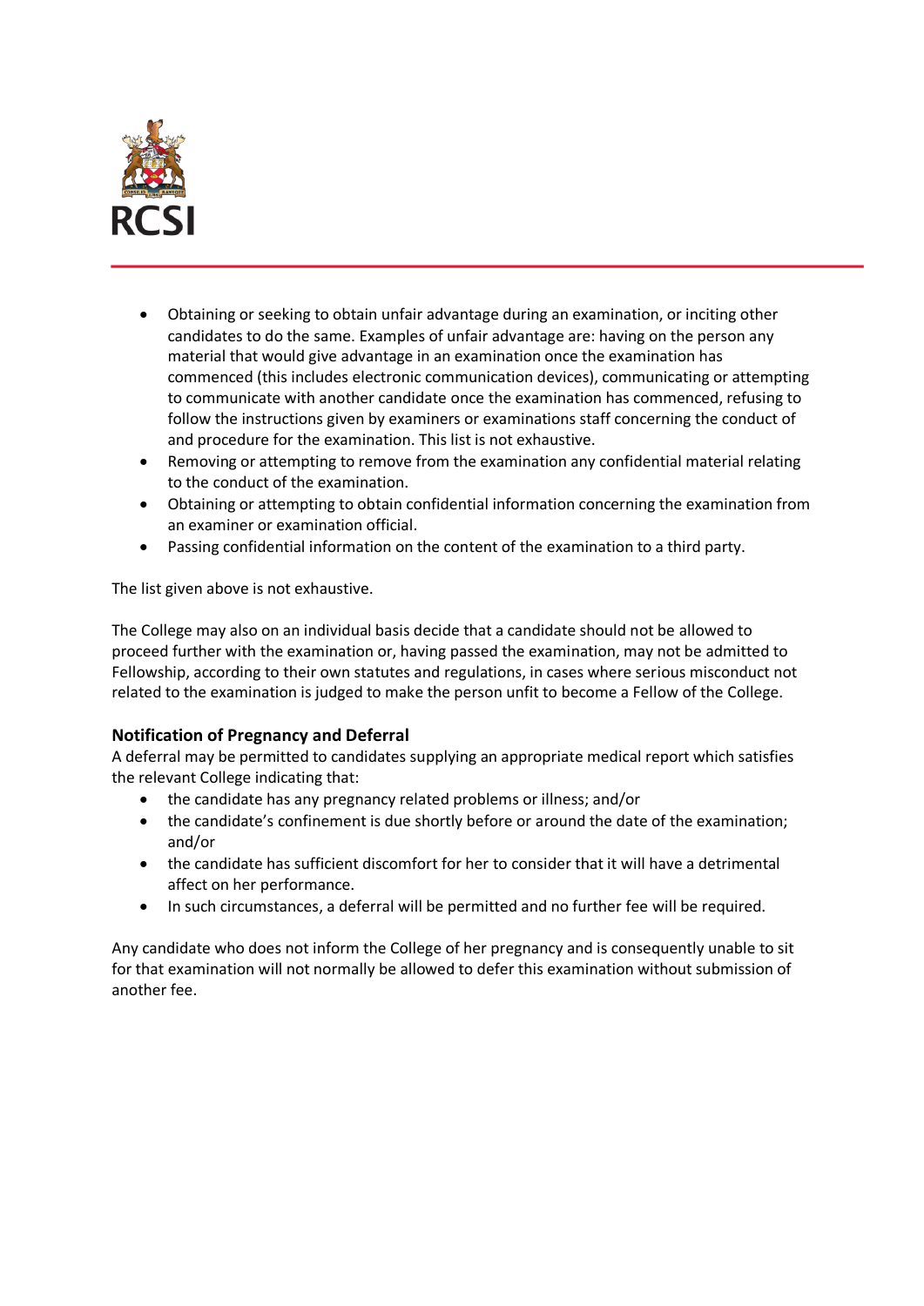- Obtaining or seeking to obtain unfair advantage during an examination, or inciting other candidates to do the same. Examples of unfair advantage are: having on the person any material that would give advantage in an examination once the examination has commenced (this includes electronic communication devices), communicating or attempting to communicate with another candidate once the examination has commenced, refusing to follow the instructions given by examiners or examinations staff concerning the conduct of and procedure for the examination. This list is not exhaustive.
- Removing or attempting to remove from the examination any confidential material relating to the conduct of the examination.
- Obtaining or attempting to obtain confidential information concerning the examination from an examiner or examination official.
- Passing confidential information on the content of the examination to a third party.

The list given above is not exhaustive.

The College may also on an individual basis decide that a candidate should not be allowed to proceed further with the examination or, having passed the examination, may not be admitted to Fellowship, according to their own statutes and regulations, in cases where serious misconduct not related to the examination is judged to make the person unfit to become a Fellow of the College.

### Notification of Pregnancy and Deferral

A deferral may be permitted to candidates supplying an appropriate medical report which satisfies the relevant College indicating that:

- the candidate has any pregnancy related problems or illness; and/or
- the candidate's confinement is due shortly before or around the date of the examination; and/or
- the candidate has sufficient discomfort for her to consider that it will have a detrimental affect on her performance.
- In such circumstances, a deferral will be permitted and no further fee will be required.

Any candidate who does not inform the College of her pregnancy and is consequently unable to sit for that examination will not normally be allowed to defer this examination without submission of another fee.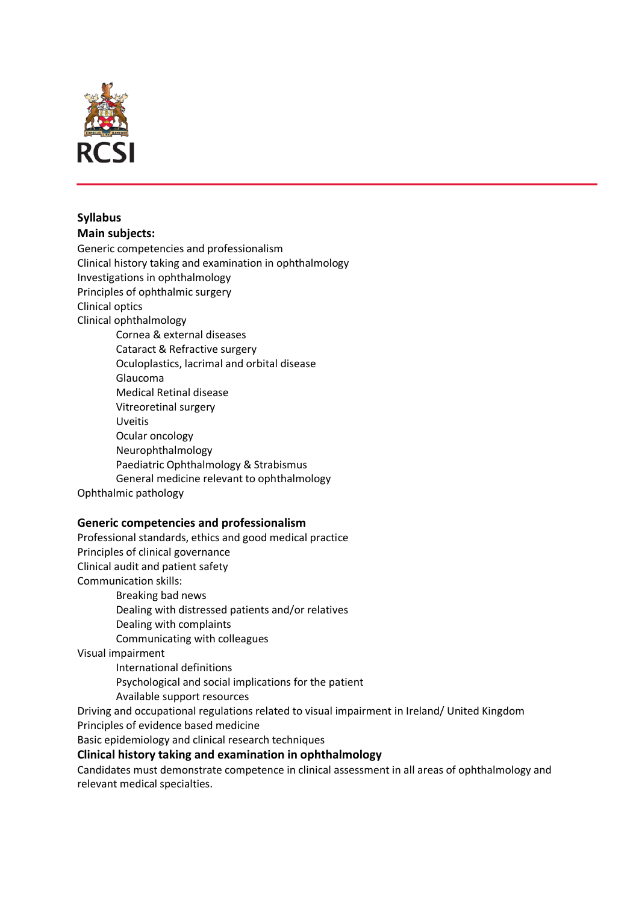**Syllabus**

**Main subjects:**

Generic competencies and professionalism
Clinical history taking and examination in ophthalmology
Investigations in ophthalmology
Principles of ophthalmic surgery
Clinical optics
Clinical ophthalmology

- Cornea & external diseases
- Cataract & Refractive surgery
- Oculoplastics, lacrimal and orbital disease
- Glaucoma
- Medical Retinal disease
- Vitreoretinal surgery
- Uveitis
- Ocular oncology
- Neurophthalmology
- Paediatric Ophthalmology & Strabismus
- General medicine relevant to ophthalmology

Ophthalmic pathology

## Generic competencies and professionalism

Professional standards, ethics and good medical practice
Principles of clinical governance
Clinical audit and patient safety
Communication skills:

- Breaking bad news
- Dealing with distressed patients and/or relatives
- Dealing with complaints
- Communicating with colleagues

Visual impairment

- International definitions
- Psychological and social implications for the patient
- Available support resources

Driving and occupational regulations related to visual impairment in Ireland/ United Kingdom
Principles of evidence based medicine
Basic epidemiology and clinical research techniques

## Clinical history taking and examination in ophthalmology

Candidates must demonstrate competence in clinical assessment in all areas of ophthalmology and relevant medical specialties.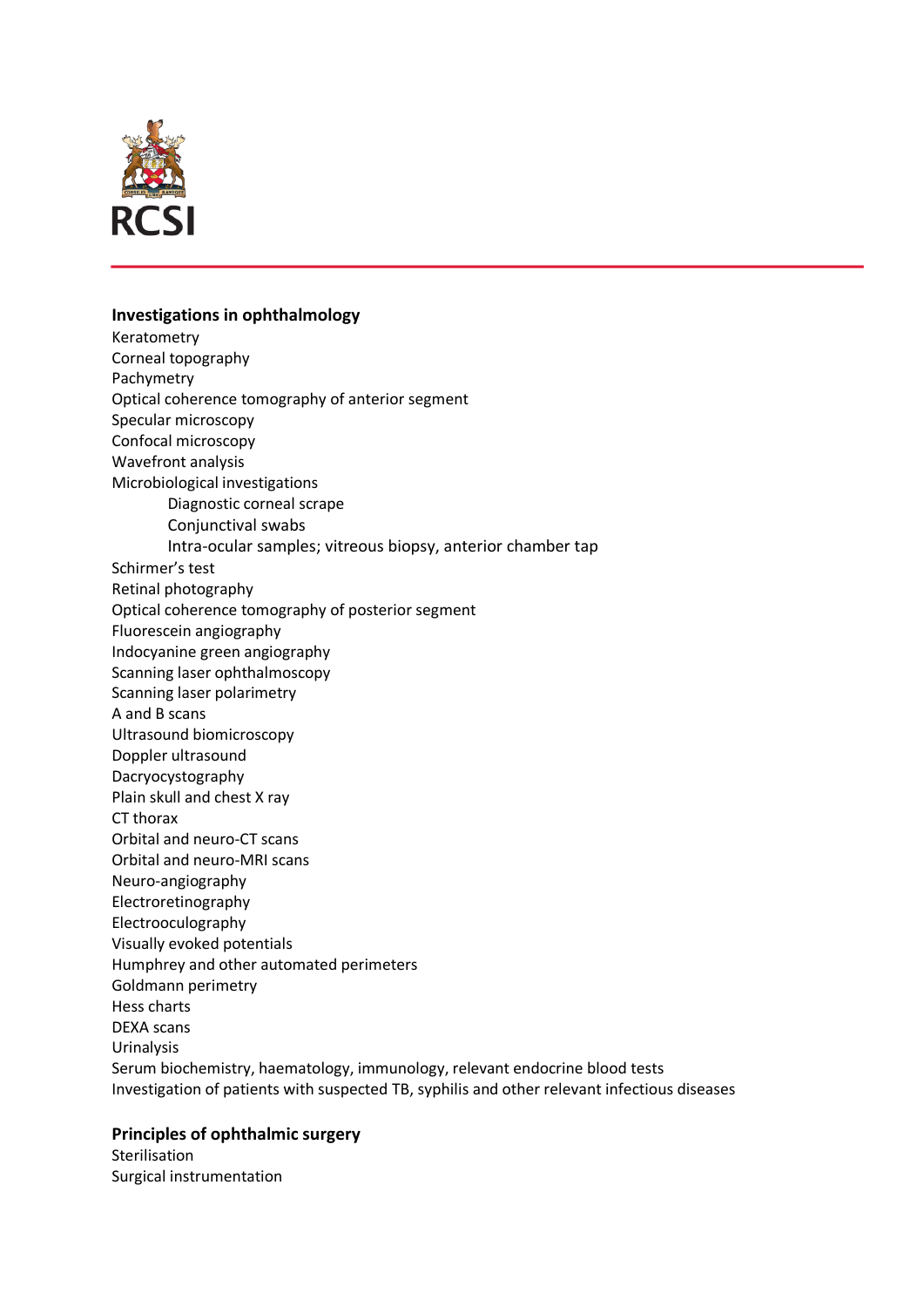**Investigations in ophthalmology**

Keratometry
Corneal topography
Pachymetry
Optical coherence tomography of anterior segment
Specular microscopy
Confocal microscopy
Wavefront analysis
Microbiological investigations
- Diagnostic corneal scrape
- Conjunctival swabs
- Intra-ocular samples; vitreous biopsy, anterior chamber tap

Schirmer's test
Retinal photography
Optical coherence tomography of posterior segment
Fluorescein angiography
Indocyanine green angiography
Scanning laser ophthalmoscopy
Scanning laser polarimetry
A and B scans
Ultrasound biomicroscopy
Doppler ultrasound
Dacryocystography
Plain skull and chest X ray
CT thorax
Orbital and neuro-CT scans
Orbital and neuro-MRI scans
Neuro-angiography
Electroretinography
Electrooculography
Visually evoked potentials
Humphrey and other automated perimeters
Goldmann perimetry
Hess charts
DEXA scans
Urinalysis
Serum biochemistry, haematology, immunology, relevant endocrine blood tests
Investigation of patients with suspected TB, syphilis and other relevant infectious diseases

**Principles of ophthalmic surgery**

Sterilisation
Surgical instrumentation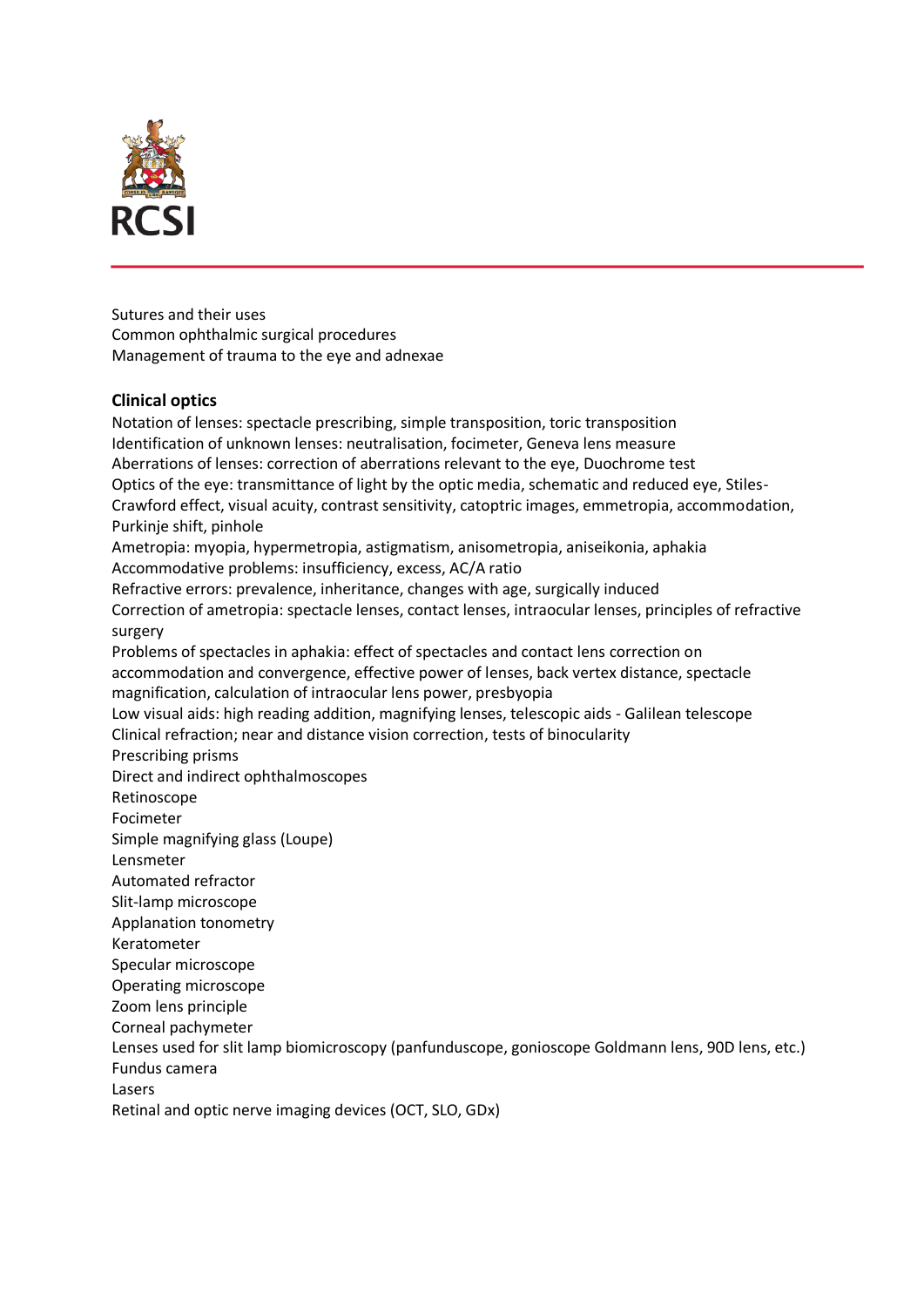Sutures and their uses
Common ophthalmic surgical procedures
Management of trauma to the eye and adnexae

**Clinical optics**

Notation of lenses: spectacle prescribing, simple transposition, toric transposition
Identification of unknown lenses: neutralisation, focimeter, Geneva lens measure
Aberrations of lenses: correction of aberrations relevant to the eye, Duochrome test
Optics of the eye: transmittance of light by the optic media, schematic and reduced eye, Stiles-Crawford effect, visual acuity, contrast sensitivity, catoptric images, emmetropia, accommodation, Purkinje shift, pinhole
Ametropia: myopia, hypermetropia, astigmatism, anisometropia, aniseikonia, aphakia
Accommodative problems: insufficiency, excess, AC/A ratio
Refractive errors: prevalence, inheritance, changes with age, surgically induced
Correction of ametropia: spectacle lenses, contact lenses, intraocular lenses, principles of refractive surgery
Problems of spectacles in aphakia: effect of spectacles and contact lens correction on accommodation and convergence, effective power of lenses, back vertex distance, spectacle magnification, calculation of intraocular lens power, presbyopia
Low visual aids: high reading addition, magnifying lenses, telescopic aids - Galilean telescope
Clinical refraction; near and distance vision correction, tests of binocularity
Prescribing prisms
Direct and indirect ophthalmoscopes
Retinoscope
Focimeter
Simple magnifying glass (Loupe)
Lensmeter
Automated refractor
Slit-lamp microscope
Applanation tonometry
Keratometer
Specular microscope
Operating microscope
Zoom lens principle
Corneal pachymeter
Lenses used for slit lamp biomicroscopy (panfunduscope, gonioscope Goldmann lens, 90D lens, etc.)
Fundus camera
Lasers
Retinal and optic nerve imaging devices (OCT, SLO, GDx)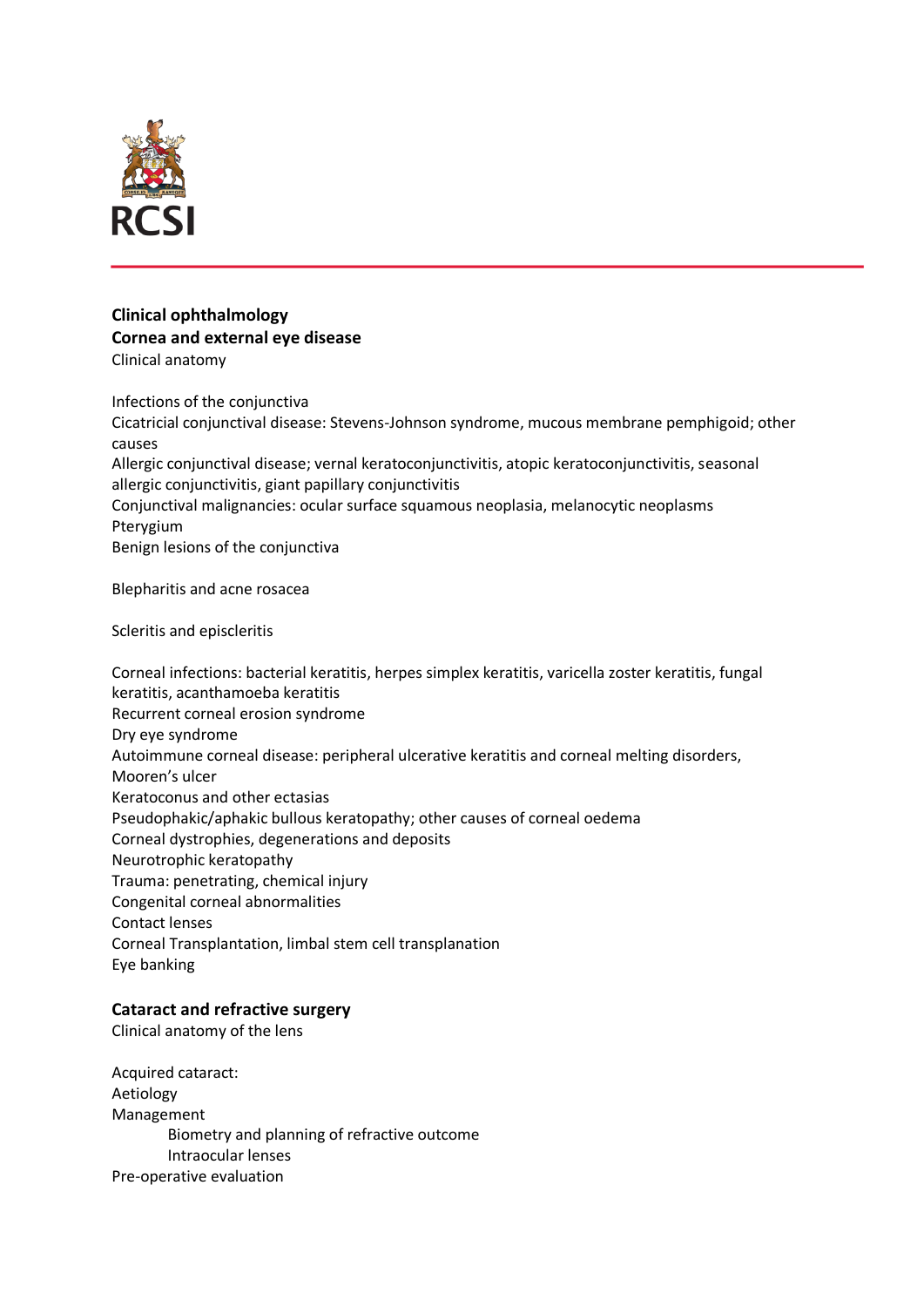**Clinical ophthalmology**

**Cornea and external eye disease**

Clinical anatomy

Infections of the conjunctiva

Cicatricial conjunctival disease: Stevens-Johnson syndrome, mucous membrane pemphigoid; other causes

Allergic conjunctival disease; vernal keratoconjunctivitis, atopic keratoconjunctivitis, seasonal allergic conjunctivitis, giant papillary conjunctivitis

Conjunctival malignancies: ocular surface squamous neoplasia, melanocytic neoplasms

Pterygium

Benign lesions of the conjunctiva

Blepharitis and acne rosacea

Scleritis and episcleritis

Corneal infections: bacterial keratitis, herpes simplex keratitis, varicella zoster keratitis, fungal keratitis, acanthamoeba keratitis

Recurrent corneal erosion syndrome

Dry eye syndrome

Autoimmune corneal disease: peripheral ulcerative keratitis and corneal melting disorders, Mooren's ulcer

Keratoconus and other ectasias

Pseudophakic/aphakic bullous keratopathy; other causes of corneal oedema

Corneal dystrophies, degenerations and deposits

Neurotrophic keratopathy

Trauma: penetrating, chemical injury

Congenital corneal abnormalities

Contact lenses

Corneal Transplantation, limbal stem cell transplanation

Eye banking

**Cataract and refractive surgery**

Clinical anatomy of the lens

Acquired cataract:

Aetiology

Management

- Biometry and planning of refractive outcome
- Intraocular lenses

Pre-operative evaluation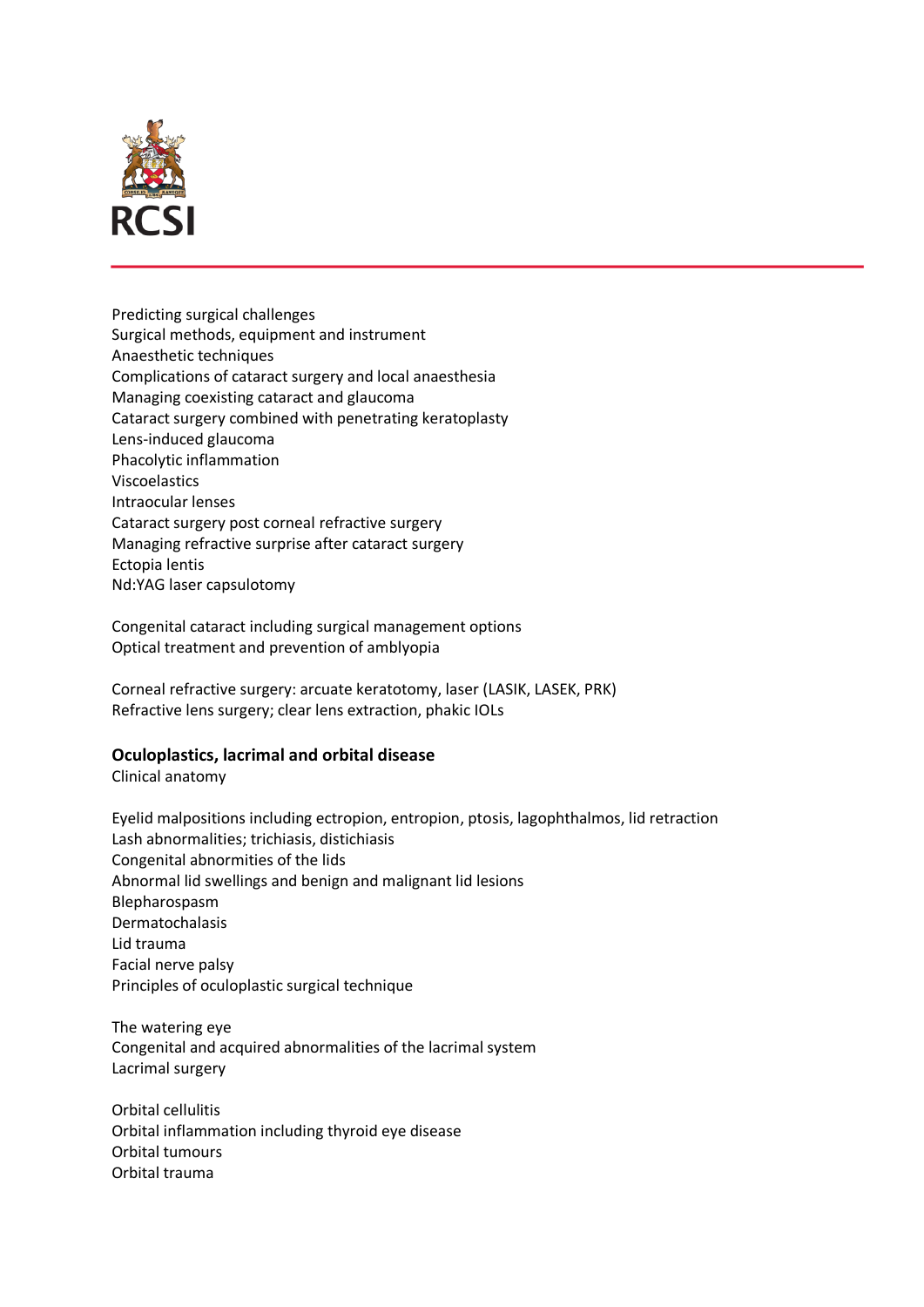Predicting surgical challenges
Surgical methods, equipment and instrument
Anaesthetic techniques
Complications of cataract surgery and local anaesthesia
Managing coexisting cataract and glaucoma
Cataract surgery combined with penetrating keratoplasty
Lens-induced glaucoma
Phacolytic inflammation
Viscoelastics
Intraocular lenses
Cataract surgery post corneal refractive surgery
Managing refractive surprise after cataract surgery
Ectopia lentis
Nd:YAG laser capsulotomy

Congenital cataract including surgical management options
Optical treatment and prevention of amblyopia

Corneal refractive surgery: arcuate keratotomy, laser (LASIK, LASEK, PRK)
Refractive lens surgery; clear lens extraction, phakic IOLs

**Oculoplastics, lacrimal and orbital disease**

Clinical anatomy

Eyelid malpositions including ectropion, entropion, ptosis, lagophthalmos, lid retraction
Lash abnormalities; trichiasis, distichiasis
Congenital abnormities of the lids
Abnormal lid swellings and benign and malignant lid lesions
Blepharospasm
Dermatochalasis
Lid trauma
Facial nerve palsy
Principles of oculoplastic surgical technique

The watering eye
Congenital and acquired abnormalities of the lacrimal system
Lacrimal surgery

Orbital cellulitis
Orbital inflammation including thyroid eye disease
Orbital tumours
Orbital trauma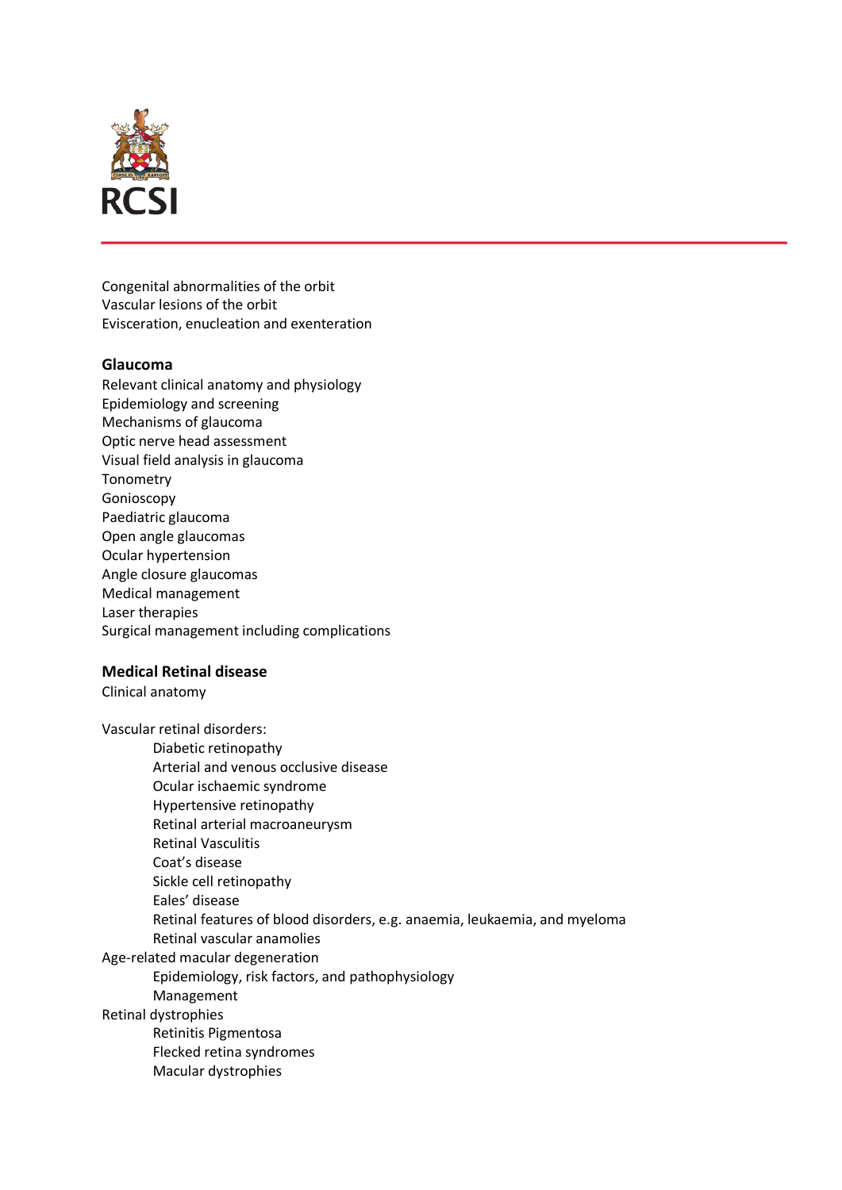Congenital abnormalities of the orbit
Vascular lesions of the orbit
Evisceration, enucleation and exenteration

**Glaucoma**

Relevant clinical anatomy and physiology
Epidemiology and screening
Mechanisms of glaucoma
Optic nerve head assessment
Visual field analysis in glaucoma
Tonometry
Gonioscopy
Paediatric glaucoma
Open angle glaucomas
Ocular hypertension
Angle closure glaucomas
Medical management
Laser therapies
Surgical management including complications

**Medical Retinal disease**

Clinical anatomy

Vascular retinal disorders:

- Diabetic retinopathy
- Arterial and venous occlusive disease
- Ocular ischaemic syndrome
- Hypertensive retinopathy
- Retinal arterial macroaneurysm
- Retinal Vasculitis
- Coat's disease
- Sickle cell retinopathy
- Eales' disease
- Retinal features of blood disorders, e.g. anaemia, leukaemia, and myeloma
- Retinal vascular anamolies

Age-related macular degeneration

- Epidemiology, risk factors, and pathophysiology
- Management

Retinal dystrophies

- Retinitis Pigmentosa
- Flecked retina syndromes
- Macular dystrophies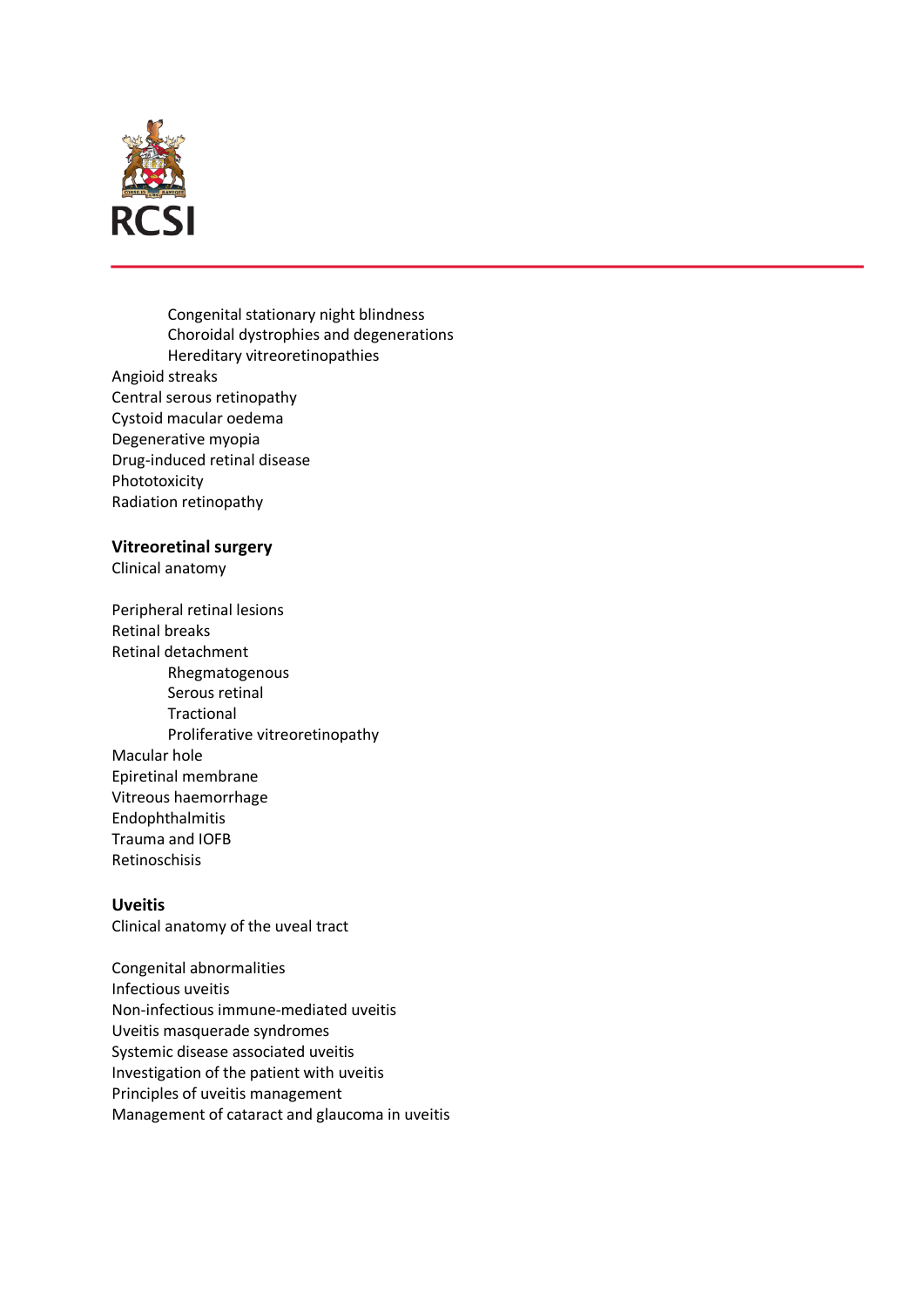- Congenital stationary night blindness
- Choroidal dystrophies and degenerations
- Hereditary vitreoretinopathies

Angioid streaks
Central serous retinopathy
Cystoid macular oedema
Degenerative myopia
Drug-induced retinal disease
Phototoxicity
Radiation retinopathy

**Vitreoretinal surgery**
Clinical anatomy

Peripheral retinal lesions
Retinal breaks
Retinal detachment

- Rhegmatogenous
- Serous retinal
- Tractional
- Proliferative vitreoretinopathy

Macular hole
Epiretinal membrane
Vitreous haemorrhage
Endophthalmitis
Trauma and IOFB
Retinoschisis

**Uveitis**
Clinical anatomy of the uveal tract

Congenital abnormalities
Infectious uveitis
Non-infectious immune-mediated uveitis
Uveitis masquerade syndromes
Systemic disease associated uveitis
Investigation of the patient with uveitis
Principles of uveitis management
Management of cataract and glaucoma in uveitis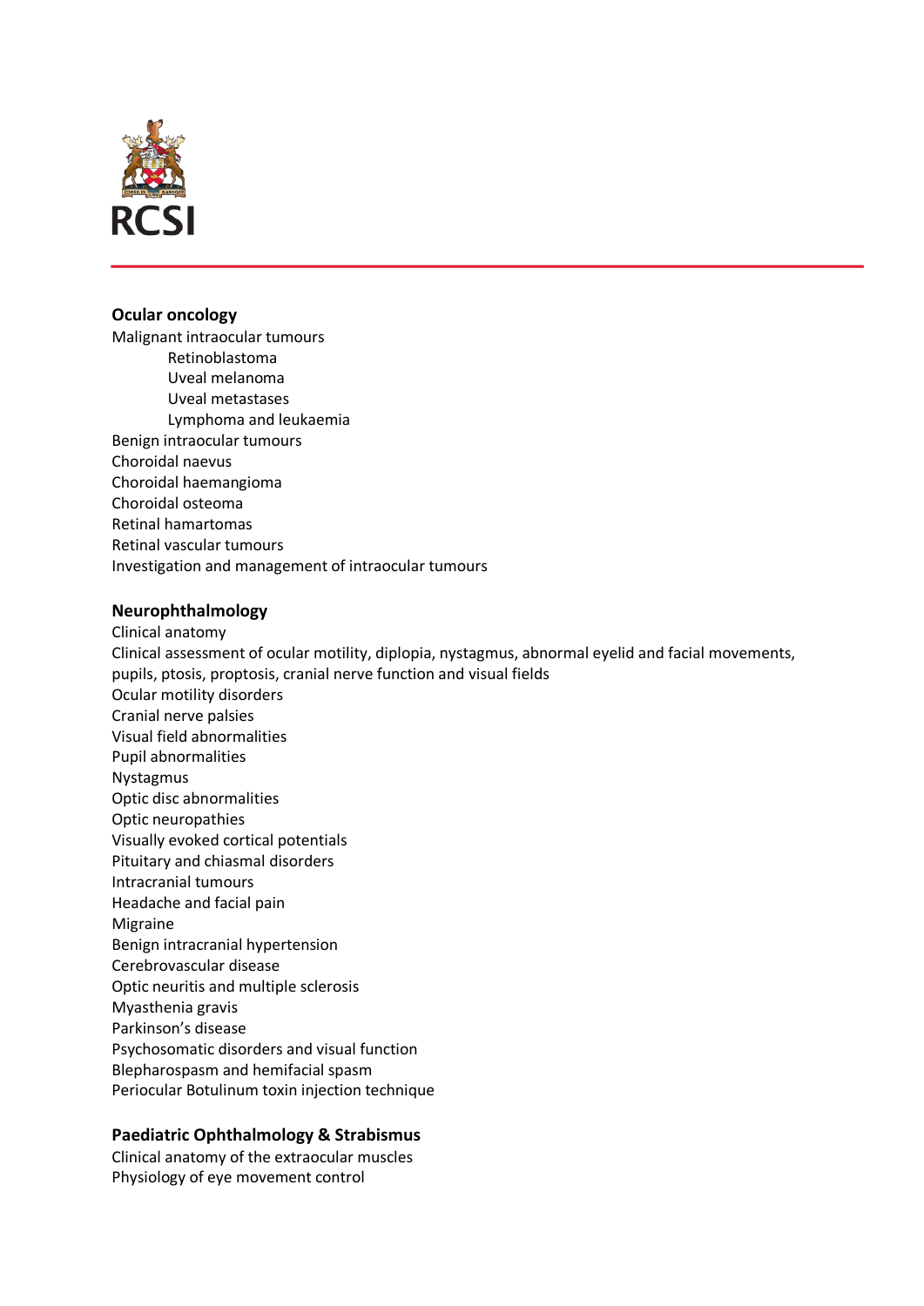## Ocular oncology

Malignant intraocular tumours

- Retinoblastoma
- Uveal melanoma
- Uveal metastases
- Lymphoma and leukaemia

Benign intraocular tumours

Choroidal naevus

Choroidal haemangioma

Choroidal osteoma

Retinal hamartomas

Retinal vascular tumours

Investigation and management of intraocular tumours

## Neurophthalmology

Clinical anatomy

Clinical assessment of ocular motility, diplopia, nystagmus, abnormal eyelid and facial movements, pupils, ptosis, proptosis, cranial nerve function and visual fields

Ocular motility disorders

Cranial nerve palsies

Visual field abnormalities

Pupil abnormalities

Nystagmus

Optic disc abnormalities

Optic neuropathies

Visually evoked cortical potentials

Pituitary and chiasmal disorders

Intracranial tumours

Headache and facial pain

Migraine

Benign intracranial hypertension

Cerebrovascular disease

Optic neuritis and multiple sclerosis

Myasthenia gravis

Parkinson's disease

Psychosomatic disorders and visual function

Blepharospasm and hemifacial spasm

Periocular Botulinum toxin injection technique

## Paediatric Ophthalmology & Strabismus

Clinical anatomy of the extraocular muscles

Physiology of eye movement control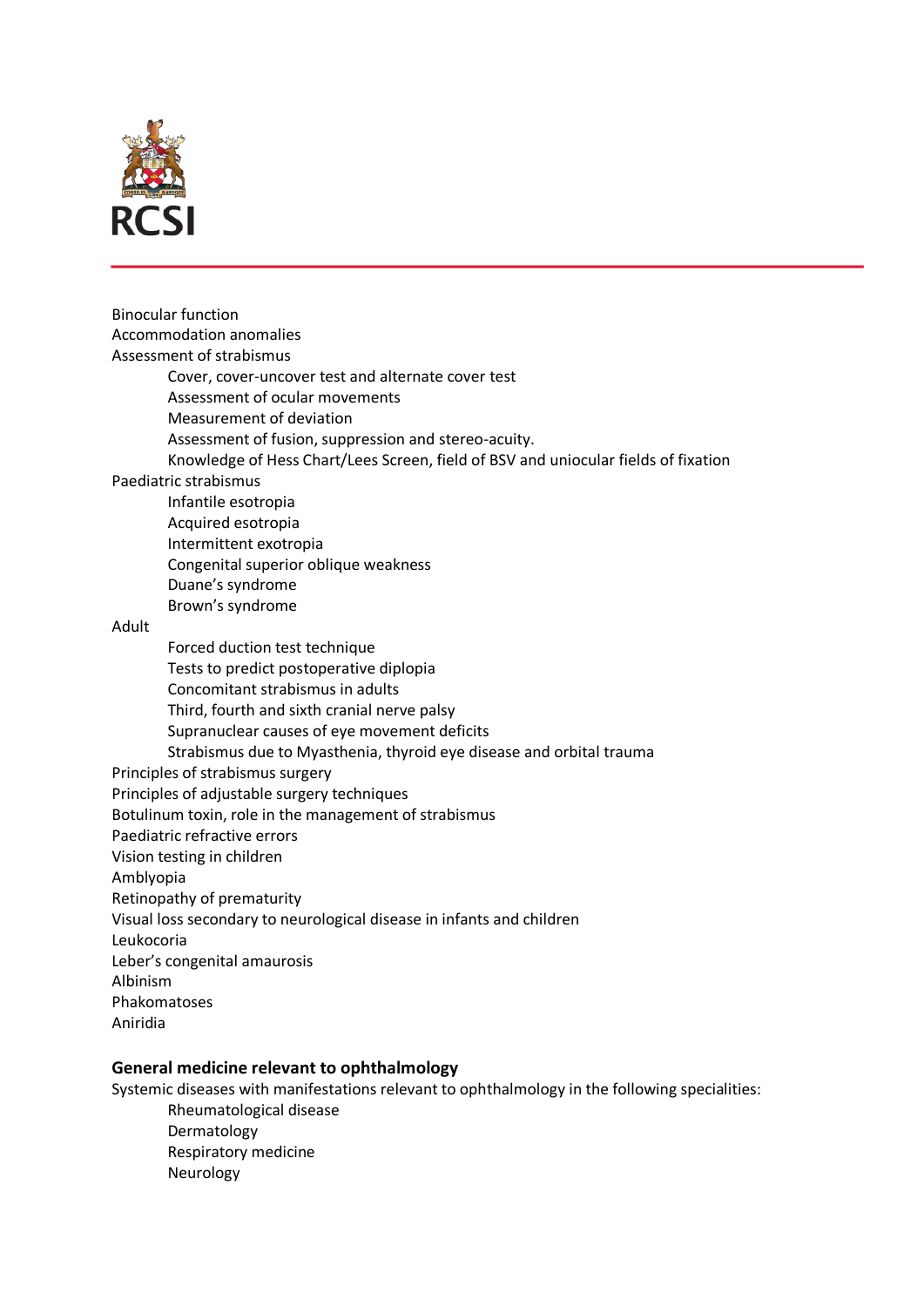Binocular function

Accommodation anomalies

Assessment of strabismus

- Cover, cover-uncover test and alternate cover test
- Assessment of ocular movements
- Measurement of deviation
- Assessment of fusion, suppression and stereo-acuity.
- Knowledge of Hess Chart/Lees Screen, field of BSV and uniocular fields of fixation

Paediatric strabismus

- Infantile esotropia
- Acquired esotropia
- Intermittent exotropia
- Congenital superior oblique weakness
- Duane's syndrome
- Brown's syndrome

Adult

- Forced duction test technique
- Tests to predict postoperative diplopia
- Concomitant strabismus in adults
- Third, fourth and sixth cranial nerve palsy
- Supranuclear causes of eye movement deficits
- Strabismus due to Myasthenia, thyroid eye disease and orbital trauma

Principles of strabismus surgery

Principles of adjustable surgery techniques

Botulinum toxin, role in the management of strabismus

Paediatric refractive errors

Vision testing in children

Amblyopia

Retinopathy of prematurity

Visual loss secondary to neurological disease in infants and children

Leukocoria

Leber's congenital amaurosis

Albinism

Phakomatoses

Aniridia

## General medicine relevant to ophthalmology

Systemic diseases with manifestations relevant to ophthalmology in the following specialities:

- Rheumatological disease
- Dermatology
- Respiratory medicine
- Neurology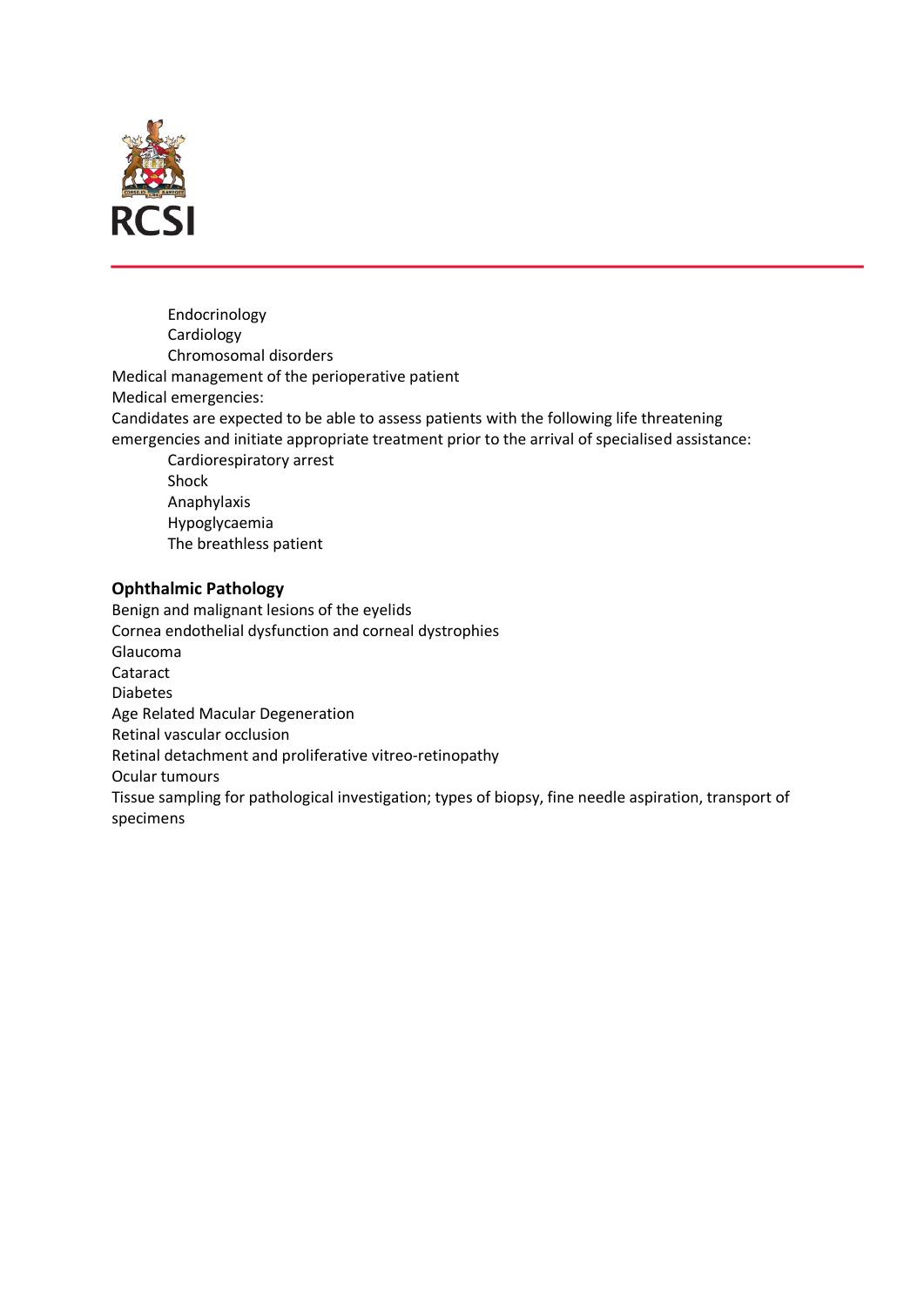- Endocrinology
- Cardiology
- Chromosomal disorders

Medical management of the perioperative patient

Medical emergencies:

Candidates are expected to be able to assess patients with the following life threatening emergencies and initiate appropriate treatment prior to the arrival of specialised assistance:

- Cardiorespiratory arrest
- Shock
- Anaphylaxis
- Hypoglycaemia
- The breathless patient

**Ophthalmic Pathology**

Benign and malignant lesions of the eyelids
Cornea endothelial dysfunction and corneal dystrophies
Glaucoma
Cataract
Diabetes
Age Related Macular Degeneration
Retinal vascular occlusion
Retinal detachment and proliferative vitreo-retinopathy
Ocular tumours
Tissue sampling for pathological investigation; types of biopsy, fine needle aspiration, transport of specimens